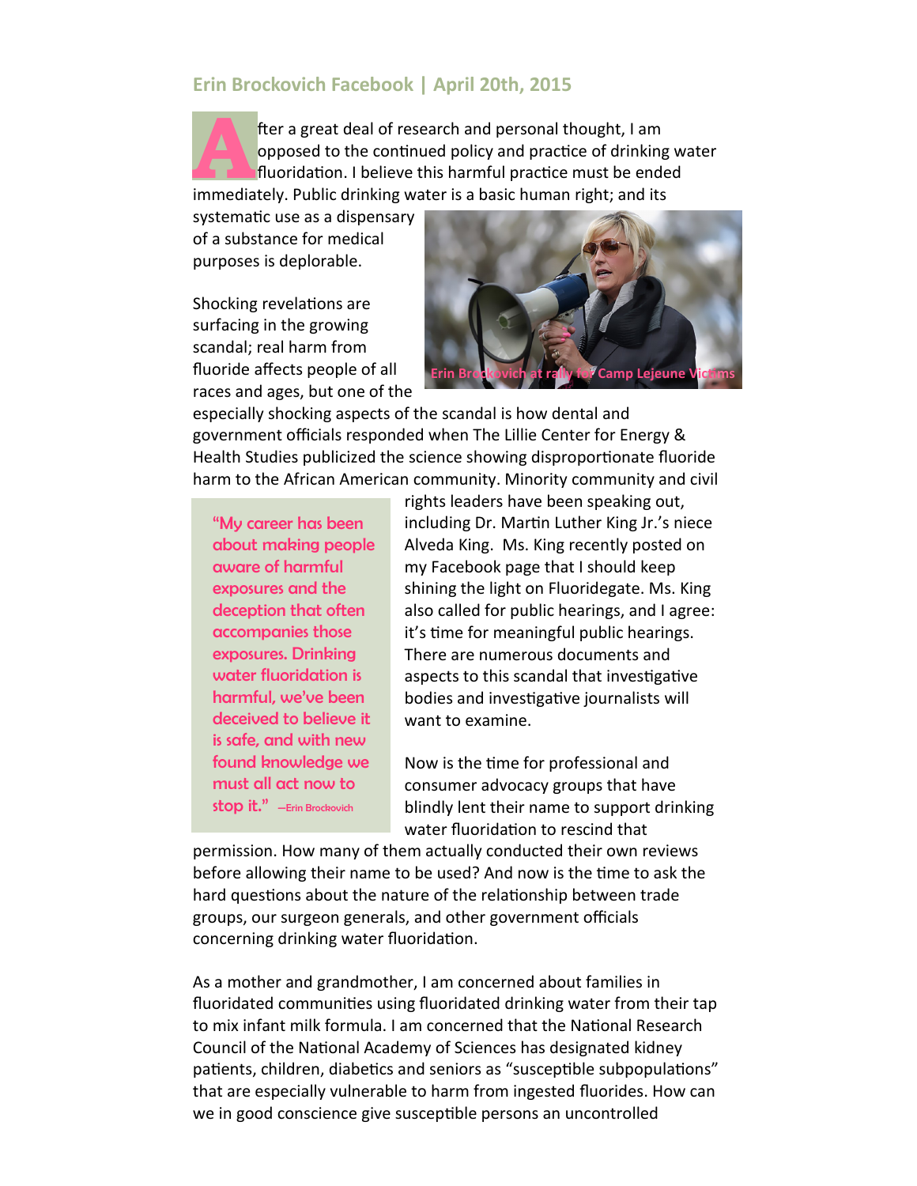## Erin Brockovich Facebook | April 20th, 2015

After a great deal of research and personal thought, I am opposed to the continued policy and practice of drinking water fluoridation. I believe this harmful practice must be ended immediately. Public drinking water is a basic human right; and its systematic use as a dispensary of a substance for medical purposes is deplorable.

Erin Brockovich at rally for Camp Lejeune Victims

Shocking revelations are surfacing in the growing scandal; real harm from fluoride affects people of all races and ages, but one of the especially shocking aspects of the scandal is how dental and government officials responded when The Lillie Center for Energy & Health Studies publicized the science showing disproportionate fluoride harm to the African American community. Minority community and civil rights leaders have been speaking out, including Dr. Martin Luther King Jr.'s niece Alveda King. Ms. King recently posted on my Facebook page that I should keep shining the light on Fluoridegate. Ms. King also called for public hearings, and I agree: it's time for meaningful public hearings. There are numerous documents and aspects to this scandal that investigative bodies and investigative journalists will want to examine.

> "My career has been about making people aware of harmful exposures and the deception that often accompanies those exposures. Drinking water fluoridation is harmful, we've been deceived to believe it is safe, and with new found knowledge we must all act now to stop it." —Erin Brockovich

Now is the time for professional and consumer advocacy groups that have blindly lent their name to support drinking water fluoridation to rescind that permission. How many of them actually conducted their own reviews before allowing their name to be used? And now is the time to ask the hard questions about the nature of the relationship between trade groups, our surgeon generals, and other government officials concerning drinking water fluoridation.

As a mother and grandmother, I am concerned about families in fluoridated communities using fluoridated drinking water from their tap to mix infant milk formula. I am concerned that the National Research Council of the National Academy of Sciences has designated kidney patients, children, diabetics and seniors as "susceptible subpopulations" that are especially vulnerable to harm from ingested fluorides. How can we in good conscience give susceptible persons an uncontrolled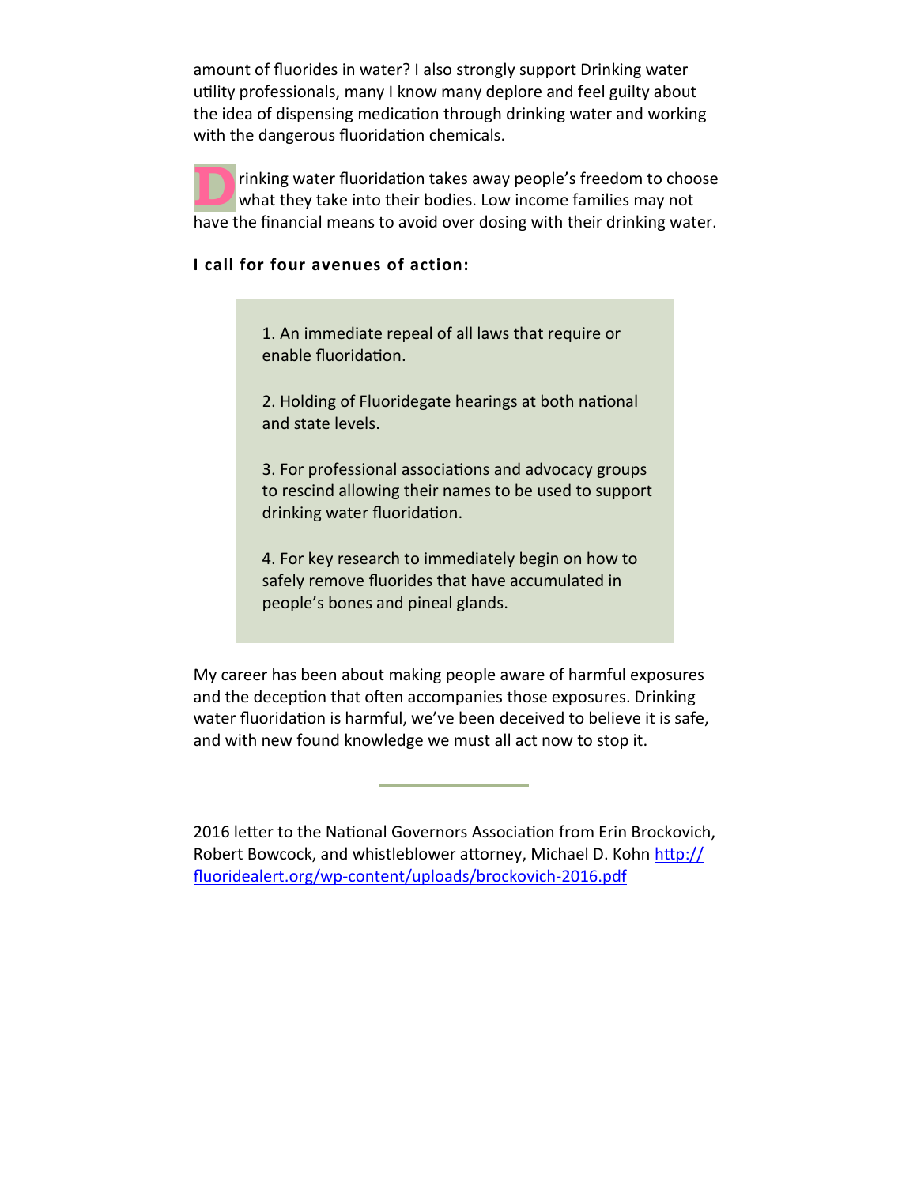amount of fluorides in water? I also strongly support Drinking water utility professionals, many I know many deplore and feel guilty about the idea of dispensing medication through drinking water and working with the dangerous fluoridation chemicals.

Drinking water fluoridation takes away people's freedom to choose what they take into their bodies. Low income families may not have the financial means to avoid over dosing with their drinking water.

**I call for four avenues of action:**

1. An immediate repeal of all laws that require or enable fluoridation.

2. Holding of Fluoridegate hearings at both national and state levels.

3. For professional associations and advocacy groups to rescind allowing their names to be used to support drinking water fluoridation.

4. For key research to immediately begin on how to safely remove fluorides that have accumulated in people's bones and pineal glands.

My career has been about making people aware of harmful exposures and the deception that often accompanies those exposures. Drinking water fluoridation is harmful, we've been deceived to believe it is safe, and with new found knowledge we must all act now to stop it.

---

2016 letter to the National Governors Association from Erin Brockovich, Robert Bowcock, and whistleblower attorney, Michael D. Kohn http://fluoridealert.org/wp-content/uploads/brockovich-2016.pdf